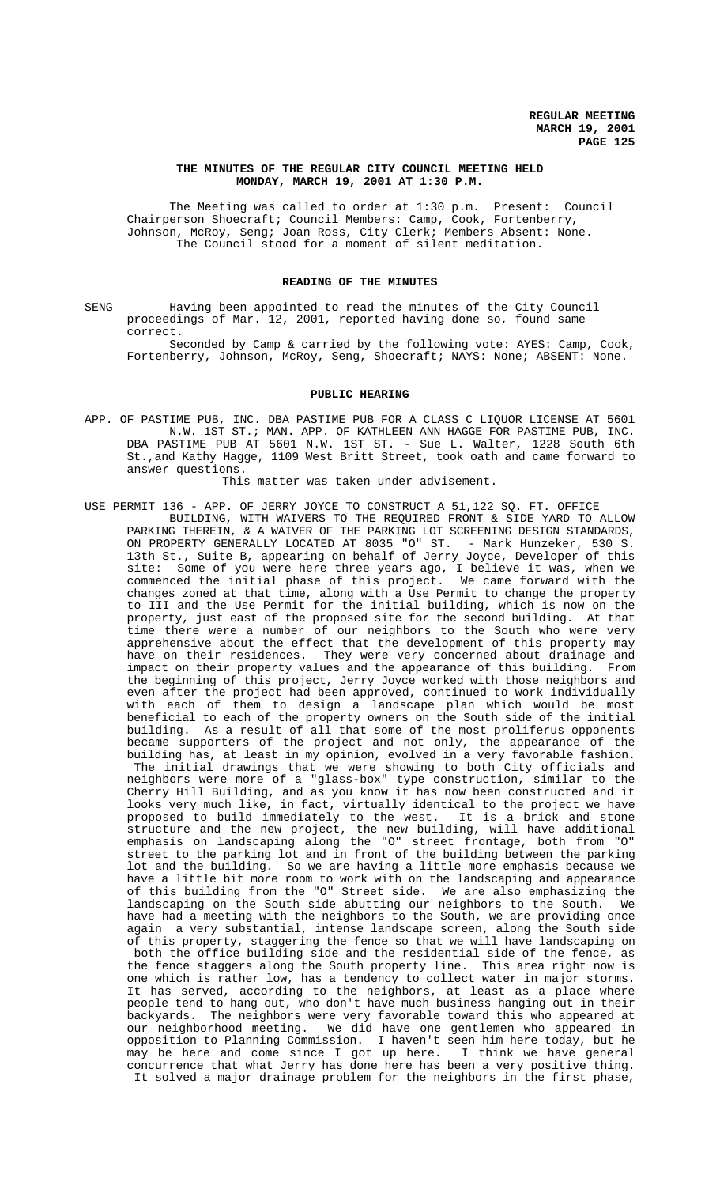**THE MINUTES OF THE REGULAR CITY COUNCIL MEETING HELD MONDAY, MARCH 19, 2001 AT 1:30 P.M.**

The Meeting was called to order at 1:30 p.m. Present: Council Chairperson Shoecraft; Council Members: Camp, Cook, Fortenberry, Johnson, McRoy, Seng; Joan Ross, City Clerk; Members Absent: None. The Council stood for a moment of silent meditation.

## READING OF THE MINUTES

SENG Having been appointed to read the minutes of the City Council proceedings of Mar. 12, 2001, reported having done so, found same correct.

Seconded by Camp & carried by the following vote: AYES: Camp, Cook, Fortenberry, Johnson, McRoy, Seng, Shoecraft; NAYS: None; ABSENT: None.

## PUBLIC HEARING

APP. OF PASTIME PUB, INC. DBA PASTIME PUB FOR A CLASS C LIQUOR LICENSE AT 5601 N.W. 1ST ST.; MAN. APP. OF KATHLEEN ANN HAGGE FOR PASTIME PUB, INC. DBA PASTIME PUB AT 5601 N.W. 1ST ST. - Sue L. Walter, 1228 South 6th St.,and Kathy Hagge, 1109 West Britt Street, took oath and came forward to answer questions.

This matter was taken under advisement.

USE PERMIT 136 - APP. OF JERRY JOYCE TO CONSTRUCT A 51,122 SQ. FT. OFFICE BUILDING, WITH WAIVERS TO THE REQUIRED FRONT & SIDE YARD TO ALLOW PARKING THEREIN, & A WAIVER OF THE PARKING LOT SCREENING DESIGN STANDARDS, ON PROPERTY GENERALLY LOCATED AT 8035 "O" ST. - Mark Hunzeker, 530 S. 13th St., Suite B, appearing on behalf of Jerry Joyce, Developer of this site: Some of you were here three years ago, I believe it was, when we commenced the initial phase of this project. We came forward with the changes zoned at that time, along with a Use Permit to change the property to III and the Use Permit for the initial building, which is now on the property, just east of the proposed site for the second building. At that time there were a number of our neighbors to the South who were very apprehensive about the effect that the development of this property may have on their residences. They were very concerned about drainage and impact on their property values and the appearance of this building. From the beginning of this project, Jerry Joyce worked with those neighbors and even after the project had been approved, continued to work individually with each of them to design a landscape plan which would be most beneficial to each of the property owners on the South side of the initial building. As a result of all that some of the most proliferus opponents became supporters of the project and not only, the appearance of the building has, at least in my opinion, evolved in a very favorable fashion. The initial drawings that we were showing to both City officials and neighbors were more of a "glass-box" type construction, similar to the Cherry Hill Building, and as you know it has now been constructed and it looks very much like, in fact, virtually identical to the project we have proposed to build immediately to the west. It is a brick and stone structure and the new project, the new building, will have additional emphasis on landscaping along the "O" street frontage, both from "O" street to the parking lot and in front of the building between the parking lot and the building. So we are having a little more emphasis because we have a little bit more room to work with on the landscaping and appearance of this building from the "O" Street side. We are also emphasizing the landscaping on the South side abutting our neighbors to the South. We have had a meeting with the neighbors to the South, we are providing once again a very substantial, intense landscape screen, along the South side of this property, staggering the fence so that we will have landscaping on both the office building side and the residential side of the fence, as the fence staggers along the South property line. This area right now is one which is rather low, has a tendency to collect water in major storms. It has served, according to the neighbors, at least as a place where people tend to hang out, who don't have much business hanging out in their backyards. The neighbors were very favorable toward this who appeared at our neighborhood meeting. We did have one gentlemen who appeared in opposition to Planning Commission. I haven't seen him here today, but he may be here and come since I got up here. I think we have general concurrence that what Jerry has done here has been a very positive thing. It solved a major drainage problem for the neighbors in the first phase,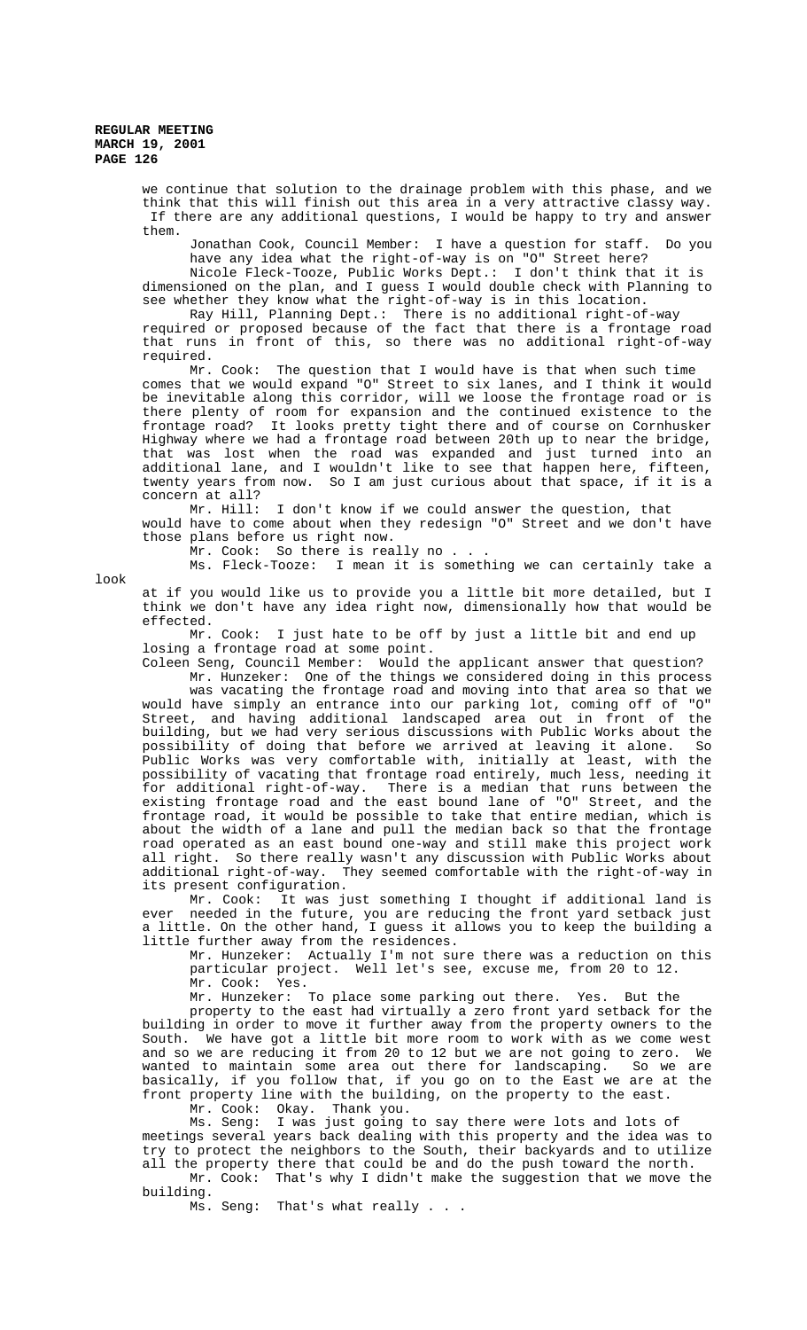we continue that solution to the drainage problem with this phase, and we think that this will finish out this area in a very attractive classy way. If there are any additional questions, I would be happy to try and answer them.

Jonathan Cook, Council Member: I have a question for staff. Do you have any idea what the right-of-way is on "O" Street here?

Nicole Fleck-Tooze, Public Works Dept.: I don't think that it is dimensioned on the plan, and I guess I would double check with Planning to see whether they know what the right-of-way is in this location.

Ray Hill, Planning Dept.: There is no additional right-of-way required or proposed because of the fact that there is a frontage road that runs in front of this, so there was no additional right-of-way required.

Mr. Cook: The question that I would have is that when such time comes that we would expand "O" Street to six lanes, and I think it would be inevitable along this corridor, will we loose the frontage road or is there plenty of room for expansion and the continued existence to the frontage road? It looks pretty tight there and of course on Cornhusker Highway where we had a frontage road between 20th up to near the bridge, that was lost when the road was expanded and just turned into an additional lane, and I wouldn't like to see that happen here, fifteen, twenty years from now. So I am just curious about that space, if it is a concern at all?

Mr. Hill: I don't know if we could answer the question, that would have to come about when they redesign "O" Street and we don't have those plans before us right now.

Mr. Cook: So there is really no . . .

Ms. Fleck-Tooze: I mean it is something we can certainly take a look at if you would like us to provide you a little bit more detailed, but I think we don't have any idea right now, dimensionally how that would be effected.

Mr. Cook: I just hate to be off by just a little bit and end up losing a frontage road at some point.

Coleen Seng, Council Member: Would the applicant answer that question?

Mr. Hunzeker: One of the things we considered doing in this process was vacating the frontage road and moving into that area so that we would have simply an entrance into our parking lot, coming off of "O" Street, and having additional landscaped area out in front of the building, but we had very serious discussions with Public Works about the possibility of doing that before we arrived at leaving it alone. So Public Works was very comfortable with, initially at least, with the possibility of vacating that frontage road entirely, much less, needing it for additional right-of-way. There is a median that runs between the existing frontage road and the east bound lane of "O" Street, and the frontage road, it would be possible to take that entire median, which is about the width of a lane and pull the median back so that the frontage road operated as an east bound one-way and still make this project work all right. So there really wasn't any discussion with Public Works about additional right-of-way. They seemed comfortable with the right-of-way in its present configuration.

Mr. Cook: It was just something I thought if additional land is ever needed in the future, you are reducing the front yard setback just a little. On the other hand, I guess it allows you to keep the building a little further away from the residences.

Mr. Hunzeker: Actually I'm not sure there was a reduction on this particular project. Well let's see, excuse me, from 20 to 12.

Mr. Cook: Yes.

Mr. Hunzeker: To place some parking out there. Yes. But the property to the east had virtually a zero front yard setback for the building in order to move it further away from the property owners to the South. We have got a little bit more room to work with as we come west and so we are reducing it from 20 to 12 but we are not going to zero. We wanted to maintain some area out there for landscaping. So we are basically, if you follow with that, if you go on to the East we are at the front property line with the building, on the property to the east.

Mr. Cook: Okay. Thank you.

Ms. Seng: I was just going to say there were lots and lots of meetings several years back dealing with this property and the idea was to try to protect the neighbors to the South, their backyards and to utilize all the property there that could be and do the push toward the north.

Mr. Cook: That's why I didn't make the suggestion that we move the building.

Ms. Seng: That's what really . . .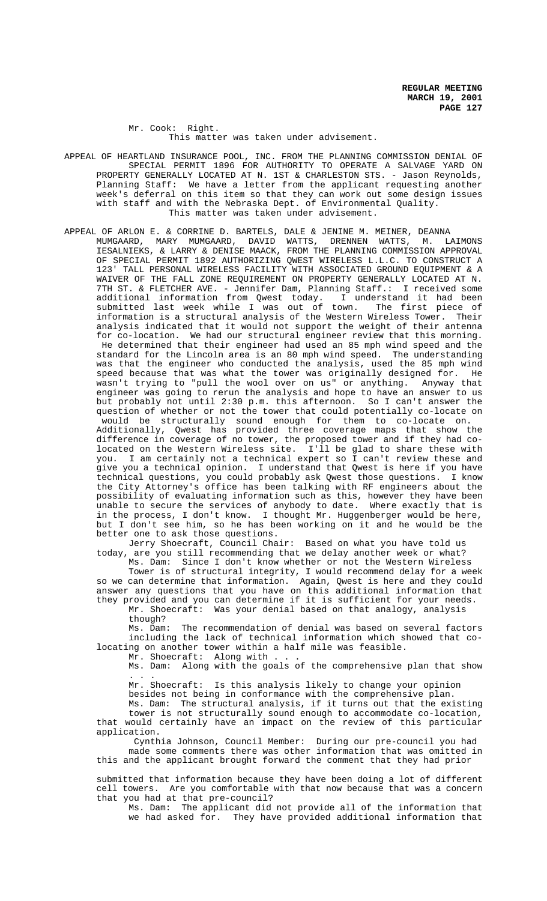Mr. Cook: Right.

This matter was taken under advisement.

APPEAL OF HEARTLAND INSURANCE POOL, INC. FROM THE PLANNING COMMISSION DENIAL OF SPECIAL PERMIT 1896 FOR AUTHORITY TO OPERATE A SALVAGE YARD ON PROPERTY GENERALLY LOCATED AT N. 1ST & CHARLESTON STS. - Jason Reynolds, Planning Staff: We have a letter from the applicant requesting another week's deferral on this item so that they can work out some design issues with staff and with the Nebraska Dept. of Environmental Quality.

This matter was taken under advisement.

APPEAL OF ARLON E. & CORRINE D. BARTELS, DALE & JENINE M. MEINER, DEANNA MUMGAARD, MARY MUMGAARD, DAVID WATTS, DRENNEN WATTS, M. LAIMONS IESALNIEKS, & LARRY & DENISE MAACK, FROM THE PLANNING COMMISSION APPROVAL OF SPECIAL PERMIT 1892 AUTHORIZING QWEST WIRELESS L.L.C. TO CONSTRUCT A 123' TALL PERSONAL WIRELESS FACILITY WITH ASSOCIATED GROUND EQUIPMENT & A WAIVER OF THE FALL ZONE REQUIREMENT ON PROPERTY GENERALLY LOCATED AT N. 7TH ST. & FLETCHER AVE. - Jennifer Dam, Planning Staff.: I received some additional information from Qwest today. I understand it had been submitted last week while I was out of town. The first piece of information is a structural analysis of the Western Wireless Tower. Their analysis indicated that it would not support the weight of their antenna for co-location. We had our structural engineer review that this morning. He determined that their engineer had used an 85 mph wind speed and the standard for the Lincoln area is an 80 mph wind speed. The understanding was that the engineer who conducted the analysis, used the 85 mph wind speed because that was what the tower was originally designed for. He wasn't trying to "pull the wool over on us" or anything. Anyway that engineer was going to rerun the analysis and hope to have an answer to us but probably not until 2:30 p.m. this afternoon. So I can't answer the question of whether or not the tower that could potentially co-locate on would be structurally sound enough for them to co-locate on. Additionally, Qwest has provided three coverage maps that show the difference in coverage of no tower, the proposed tower and if they had co-located on the Western Wireless site. I'll be glad to share these with you. I am certainly not a technical expert so I can't review these and give you a technical opinion. I understand that Qwest is here if you have technical questions, you could probably ask Qwest those questions. I know the City Attorney's office has been talking with RF engineers about the possibility of evaluating information such as this, however they have been unable to secure the services of anybody to date. Where exactly that is in the process, I don't know. I thought Mr. Huggenberger would be here, but I don't see him, so he has been working on it and he would be the better one to ask those questions.

Jerry Shoecraft, Council Chair: Based on what you have told us today, are you still recommending that we delay another week or what?

Ms. Dam: Since I don't know whether or not the Western Wireless Tower is of structural integrity, I would recommend delay for a week so we can determine that information. Again, Qwest is here and they could answer any questions that you have on this additional information that they provided and you can determine if it is sufficient for your needs.

Mr. Shoecraft: Was your denial based on that analogy, analysis though?

Ms. Dam: The recommendation of denial was based on several factors including the lack of technical information which showed that co-locating on another tower within a half mile was feasible.

Mr. Shoecraft: Along with . . .

Ms. Dam: Along with the goals of the comprehensive plan that show . . .

Mr. Shoecraft: Is this analysis likely to change your opinion besides not being in conformance with the comprehensive plan.

Ms. Dam: The structural analysis, if it turns out that the existing tower is not structurally sound enough to accommodate co-location, that would certainly have an impact on the review of this particular application.

Cynthia Johnson, Council Member: During our pre-council you had made some comments there was other information that was omitted in this and the applicant brought forward the comment that they had prior submitted that information because they have been doing a lot of different cell towers. Are you comfortable with that now because that was a concern that you had at that pre-council?

Ms. Dam: The applicant did not provide all of the information that we had asked for. They have provided additional information that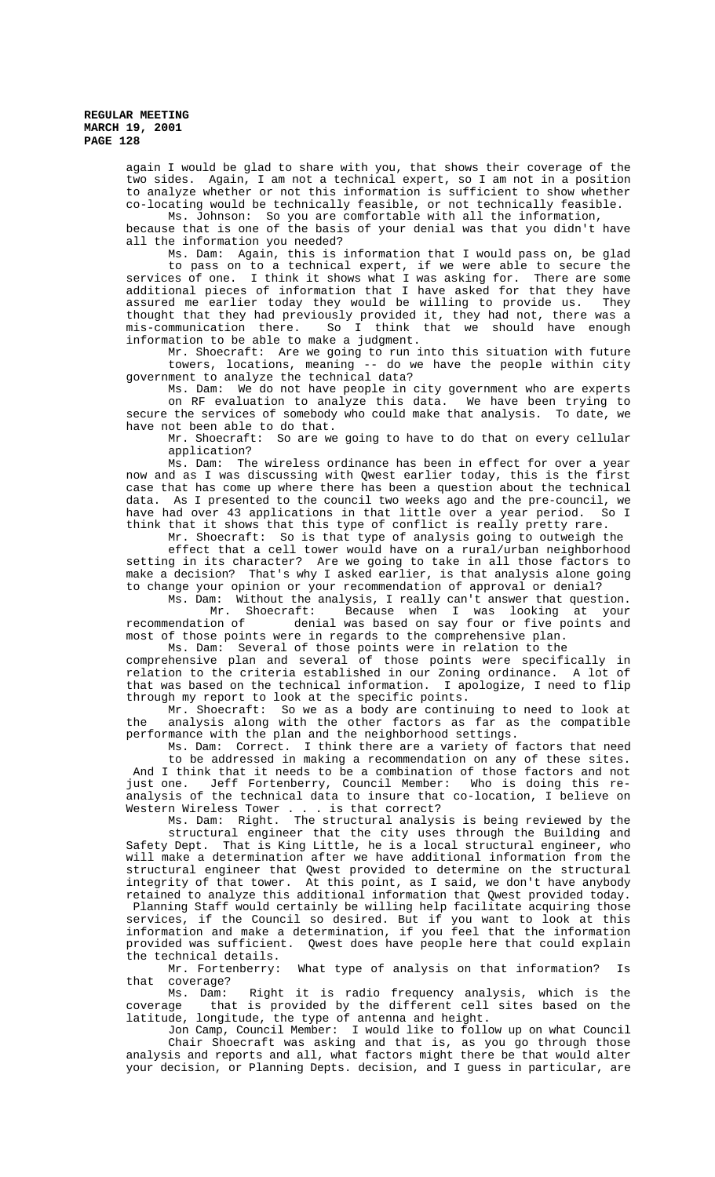again I would be glad to share with you, that shows their coverage of the two sides. Again, I am not a technical expert, so I am not in a position to analyze whether or not this information is sufficient to show whether co-locating would be technically feasible, or not technically feasible.

Ms. Johnson: So you are comfortable with all the information, because that is one of the basis of your denial was that you didn't have all the information you needed?

Ms. Dam: Again, this is information that I would pass on, be glad to pass on to a technical expert, if we were able to secure the services of one. I think it shows what I was asking for. There are some additional pieces of information that I have asked for that they have assured me earlier today they would be willing to provide us. They thought that they had previously provided it, they had not, there was a mis-communication there. So I think that we should have enough information to be able to make a judgment.

Mr. Shoecraft: Are we going to run into this situation with future towers, locations, meaning -- do we have the people within city government to analyze the technical data?

Ms. Dam: We do not have people in city government who are experts on RF evaluation to analyze this data. We have been trying to secure the services of somebody who could make that analysis. To date, we have not been able to do that.

Mr. Shoecraft: So are we going to have to do that on every cellular application?

Ms. Dam: The wireless ordinance has been in effect for over a year now and as I was discussing with Qwest earlier today, this is the first case that has come up where there has been a question about the technical data. As I presented to the council two weeks ago and the pre-council, we have had over 43 applications in that little over a year period. So I think that it shows that this type of conflict is really pretty rare.

Mr. Shoecraft: So is that type of analysis going to outweigh the effect that a cell tower would have on a rural/urban neighborhood setting in its character? Are we going to take in all those factors to make a decision? That's why I asked earlier, is that analysis alone going to change your opinion or your recommendation of approval or denial?

Ms. Dam: Without the analysis, I really can't answer that question.

Mr. Shoecraft: Because when I was looking at your recommendation of denial was based on say four or five points and most of those points were in regards to the comprehensive plan.

Ms. Dam: Several of those points were in relation to the comprehensive plan and several of those points were specifically in relation to the criteria established in our Zoning ordinance. A lot of that was based on the technical information. I apologize, I need to flip through my report to look at the specific points.

Mr. Shoecraft: So we as a body are continuing to need to look at the analysis along with the other factors as far as the compatible performance with the plan and the neighborhood settings.

Ms. Dam: Correct. I think there are a variety of factors that need to be addressed in making a recommendation on any of these sites. And I think that it needs to be a combination of those factors and not just one.

Jeff Fortenberry, Council Member: Who is doing this re-analysis of the technical data to insure that co-location, I believe on Western Wireless Tower . . . is that correct?

Ms. Dam: Right. The structural analysis is being reviewed by the structural engineer that the city uses through the Building and Safety Dept. That is King Little, he is a local structural engineer, who will make a determination after we have additional information from the structural engineer that Qwest provided to determine on the structural integrity of that tower. At this point, as I said, we don't have anybody retained to analyze this additional information that Qwest provided today. Planning Staff would certainly be willing help facilitate acquiring those services, if the Council so desired. But if you want to look at this information and make a determination, if you feel that the information provided was sufficient. Qwest does have people here that could explain the technical details.

Mr. Fortenberry: What type of analysis on that information? Is that coverage?

Ms. Dam: Right it is radio frequency analysis, which is the coverage that is provided by the different cell sites based on the latitude, longitude, the type of antenna and height.

Jon Camp, Council Member: I would like to follow up on what Council Chair Shoecraft was asking and that is, as you go through those analysis and reports and all, what factors might there be that would alter your decision, or Planning Depts. decision, and I guess in particular, are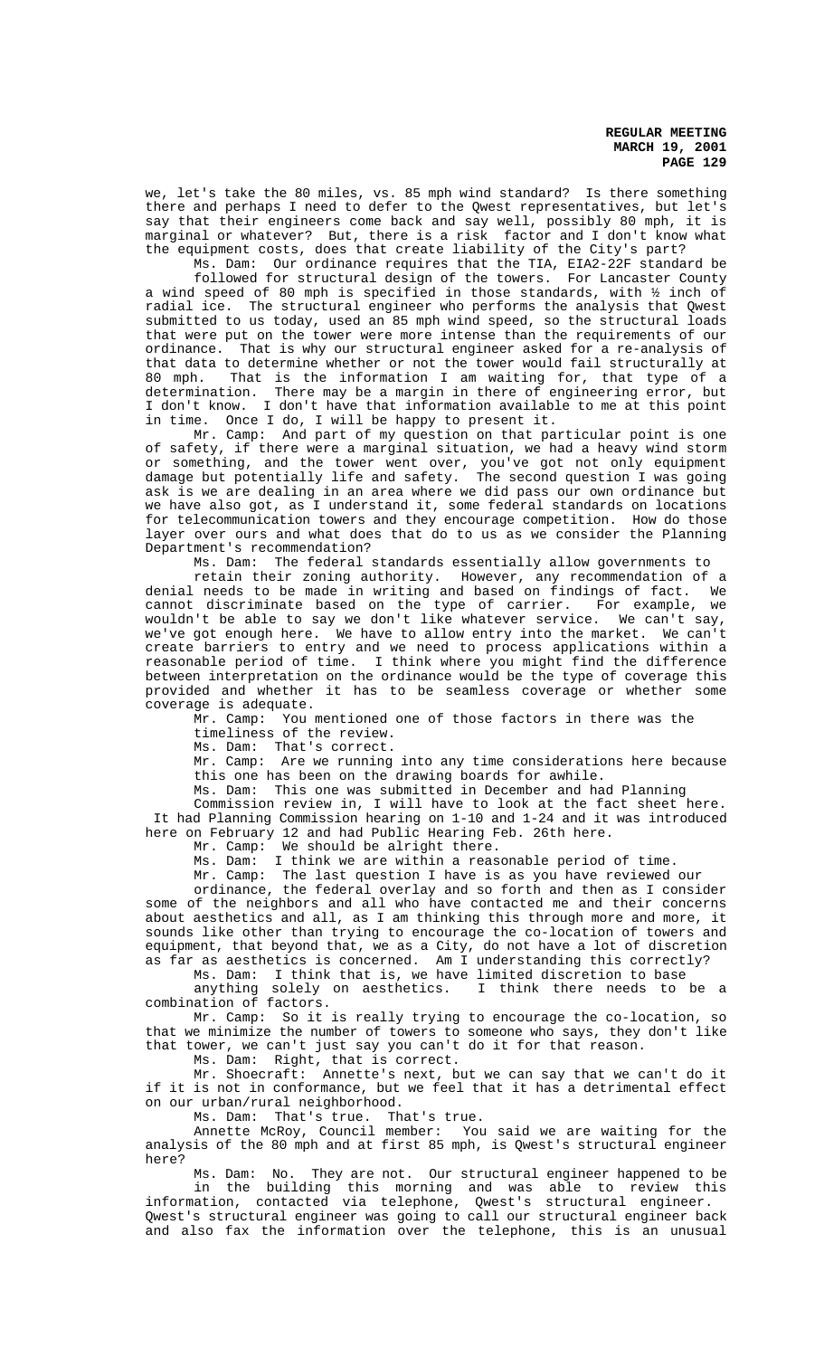we, let's take the 80 miles, vs. 85 mph wind standard? Is there something there and perhaps I need to defer to the Qwest representatives, but let's say that their engineers come back and say well, possibly 80 mph, it is marginal or whatever? But, there is a risk factor and I don't know what the equipment costs, does that create liability of the City's part?

Ms. Dam: Our ordinance requires that the TIA, EIA2-22F standard be followed for structural design of the towers. For Lancaster County a wind speed of 80 mph is specified in those standards, with ½ inch of radial ice. The structural engineer who performs the analysis that Qwest submitted to us today, used an 85 mph wind speed, so the structural loads that were put on the tower were more intense than the requirements of our ordinance. That is why our structural engineer asked for a re-analysis of that data to determine whether or not the tower would fail structurally at 80 mph. That is the information I am waiting for, that type of a determination. There may be a margin in there of engineering error, but I don't know. I don't have that information available to me at this point in time. Once I do, I will be happy to present it.

Mr. Camp: And part of my question on that particular point is one of safety, if there were a marginal situation, we had a heavy wind storm or something, and the tower went over, you've got not only equipment damage but potentially life and safety. The second question I was going ask is we are dealing in an area where we did pass our own ordinance but we have also got, as I understand it, some federal standards on locations for telecommunication towers and they encourage competition. How do those layer over ours and what does that do to us as we consider the Planning Department's recommendation?

Ms. Dam: The federal standards essentially allow governments to retain their zoning authority. However, any recommendation of a denial needs to be made in writing and based on findings of fact. We cannot discriminate based on the type of carrier. For example, we wouldn't be able to say we don't like whatever service. We can't say, we've got enough here. We have to allow entry into the market. We can't create barriers to entry and we need to process applications within a reasonable period of time. I think where you might find the difference between interpretation on the ordinance would be the type of coverage this provided and whether it has to be seamless coverage or whether some coverage is adequate.

Mr. Camp: You mentioned one of those factors in there was the timeliness of the review.

Ms. Dam: That's correct.

Mr. Camp: Are we running into any time considerations here because this one has been on the drawing boards for awhile.

Ms. Dam: This one was submitted in December and had Planning Commission review in, I will have to look at the fact sheet here. It had Planning Commission hearing on 1-10 and 1-24 and it was introduced here on February 12 and had Public Hearing Feb. 26th here.

Mr. Camp: We should be alright there.

Ms. Dam: I think we are within a reasonable period of time.

Mr. Camp: The last question I have is as you have reviewed our ordinance, the federal overlay and so forth and then as I consider some of the neighbors and all who have contacted me and their concerns about aesthetics and all, as I am thinking this through more and more, it sounds like other than trying to encourage the co-location of towers and equipment, that beyond that, we as a City, do not have a lot of discretion as far as aesthetics is concerned. Am I understanding this correctly?

Ms. Dam: I think that is, we have limited discretion to base anything solely on aesthetics. I think there needs to be a combination of factors.

Mr. Camp: So it is really trying to encourage the co-location, so that we minimize the number of towers to someone who says, they don't like that tower, we can't just say you can't do it for that reason.

Ms. Dam: Right, that is correct.

Mr. Shoecraft: Annette's next, but we can say that we can't do it if it is not in conformance, but we feel that it has a detrimental effect on our urban/rural neighborhood.

Ms. Dam: That's true. That's true.

Annette McRoy, Council member: You said we are waiting for the analysis of the 80 mph and at first 85 mph, is Qwest's structural engineer here?

Ms. Dam: No. They are not. Our structural engineer happened to be in the building this morning and was able to review this information, contacted via telephone, Qwest's structural engineer. Qwest's structural engineer was going to call our structural engineer back and also fax the information over the telephone, this is an unusual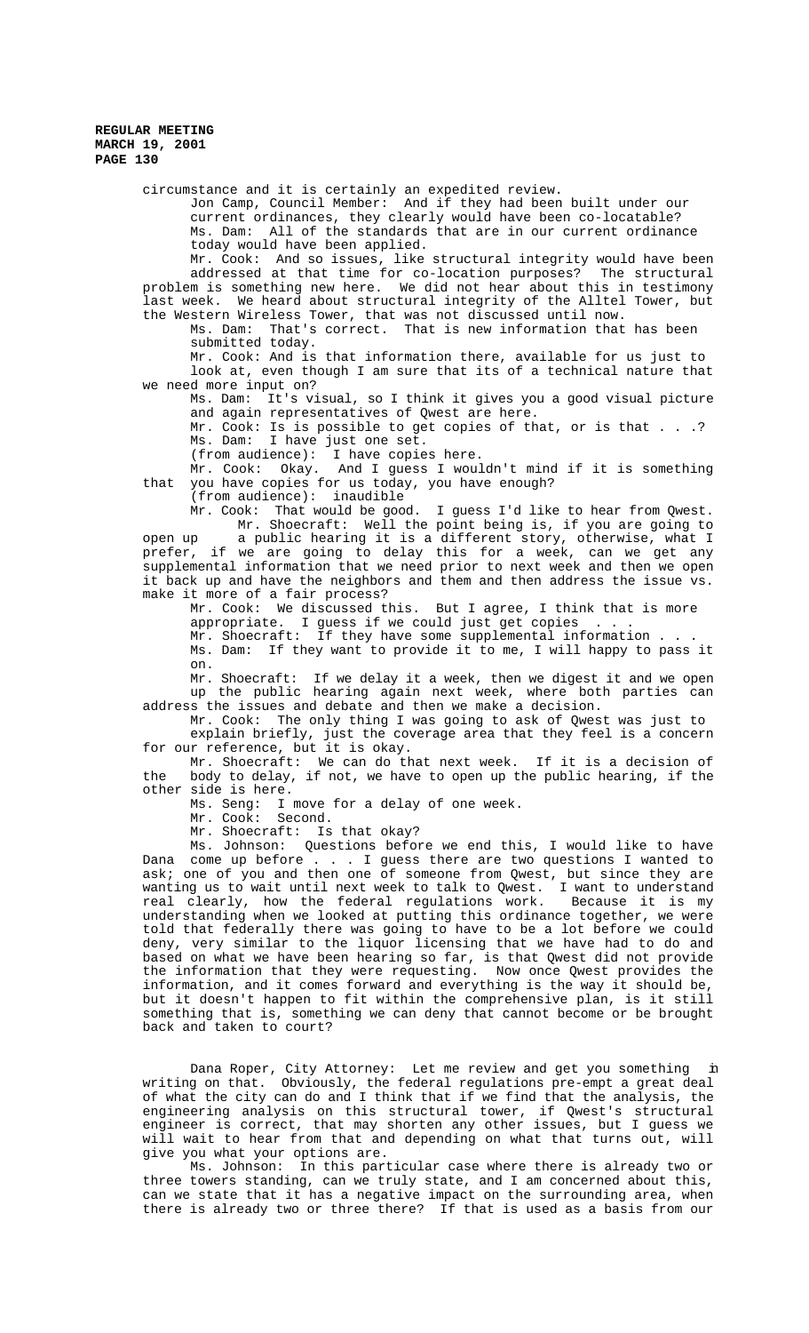circumstance and it is certainly an expedited review.

Jon Camp, Council Member: And if they had been built under our current ordinances, they clearly would have been co-locatable?

Ms. Dam: All of the standards that are in our current ordinance today would have been applied.

Mr. Cook: And so issues, like structural integrity would have been addressed at that time for co-location purposes? The structural problem is something new here. We did not hear about this in testimony last week. We heard about structural integrity of the Alltel Tower, but the Western Wireless Tower, that was not discussed until now.

Ms. Dam: That's correct. That is new information that has been submitted today.

Mr. Cook: And is that information there, available for us just to look at, even though I am sure that its of a technical nature that we need more input on?

Ms. Dam: It's visual, so I think it gives you a good visual picture and again representatives of Qwest are here.

Mr. Cook: Is is possible to get copies of that, or is that . . .?

Ms. Dam: I have just one set.

(from audience): I have copies here.

Mr. Cook: Okay. And I guess I wouldn't mind if it is something that you have copies for us today, you have enough?

(from audience): inaudible

Mr. Cook: That would be good. I guess I'd like to hear from Qwest.

Mr. Shoecraft: Well the point being is, if you are going to open up a public hearing it is a different story, otherwise, what I prefer, if we are going to delay this for a week, can we get any supplemental information that we need prior to next week and then we open it back up and have the neighbors and them and then address the issue vs. make it more of a fair process?

Mr. Cook: We discussed this. But I agree, I think that is more appropriate. I guess if we could just get copies . . .

Mr. Shoecraft: If they have some supplemental information . . .

Ms. Dam: If they want to provide it to me, I will happy to pass it on.

Mr. Shoecraft: If we delay it a week, then we digest it and we open up the public hearing again next week, where both parties can address the issues and debate and then we make a decision.

Mr. Cook: The only thing I was going to ask of Qwest was just to explain briefly, just the coverage area that they feel is a concern for our reference, but it is okay.

Mr. Shoecraft: We can do that next week. If it is a decision of the body to delay, if not, we have to open up the public hearing, if the other side is here.

Ms. Seng: I move for a delay of one week.

Mr. Cook: Second.

Mr. Shoecraft: Is that okay?

Ms. Johnson: Questions before we end this, I would like to have Dana come up before . . . I guess there are two questions I wanted to ask; one of you and then one of someone from Qwest, but since they are wanting us to wait until next week to talk to Qwest. I want to understand real clearly, how the federal regulations work. Because it is my understanding when we looked at putting this ordinance together, we were told that federally there was going to have to be a lot before we could deny, very similar to the liquor licensing that we have had to do and based on what we have been hearing so far, is that Qwest did not provide the information that they were requesting. Now once Qwest provides the information, and it comes forward and everything is the way it should be, but it doesn't happen to fit within the comprehensive plan, is it still something that is, something we can deny that cannot become or be brought back and taken to court?

Dana Roper, City Attorney: Let me review and get you something in writing on that. Obviously, the federal regulations pre-empt a great deal of what the city can do and I think that if we find that the analysis, the engineering analysis on this structural tower, if Qwest's structural engineer is correct, that may shorten any other issues, but I guess we will wait to hear from that and depending on what that turns out, will give you what your options are.

Ms. Johnson: In this particular case where there is already two or three towers standing, can we truly state, and I am concerned about this, can we state that it has a negative impact on the surrounding area, when there is already two or three there? If that is used as a basis from our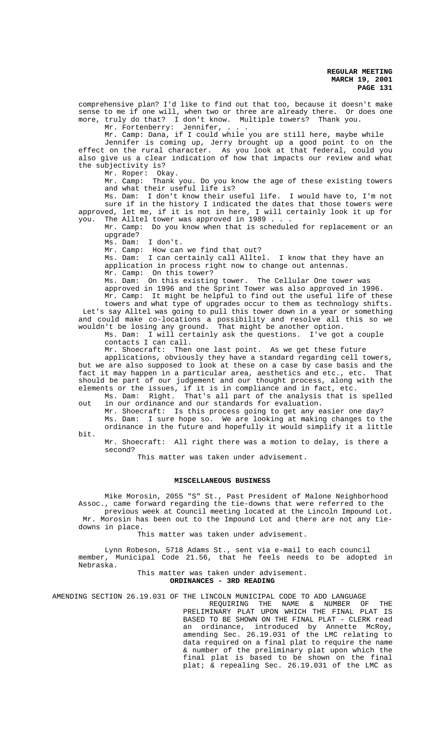comprehensive plan? I'd like to find out that too, because it doesn't make sense to me if one will, when two or three are already there. Or does one more, truly do that? I don't know. Multiple towers? Thank you.

Mr. Fortenberry: Jennifer, . . .

Mr. Camp: Dana, if I could while you are still here, maybe while Jennifer is coming up, Jerry brought up a good point to on the effect on the rural character. As you look at that federal, could you also give us a clear indication of how that impacts our review and what the subjectivity is?

Mr. Roper: Okay.

Mr. Camp: Thank you. Do you know the age of these existing towers and what their useful life is?

Ms. Dam: I don't know their useful life. I would have to, I'm not sure if in the history I indicated the dates that those towers were approved, let me, if it is not in here, I will certainly look it up for you. The Alltel tower was approved in 1989 . . .

Mr. Camp: Do you know when that is scheduled for replacement or an upgrade?

Ms. Dam: I don't.

Mr. Camp: How can we find that out?

Ms. Dam: I can certainly call Alltel. I know that they have an application in process right now to change out antennas.

Mr. Camp: On this tower?

Ms. Dam: On this existing tower. The Cellular One tower was approved in 1996 and the Sprint Tower was also approved in 1996.

Mr. Camp: It might be helpful to find out the useful life of these towers and what type of upgrades occur to them as technology shifts. Let's say Alltel was going to pull this tower down in a year or something and could make co-locations a possibility and resolve all this so we wouldn't be losing any ground. That might be another option.

Ms. Dam: I will certainly ask the questions. I've got a couple contacts I can call.

Mr. Shoecraft: Then one last point. As we get these future applications, obviously they have a standard regarding cell towers, but we are also supposed to look at these on a case by case basis and the fact it may happen in a particular area, aesthetics and etc., etc. That should be part of our judgement and our thought process, along with the elements or the issues, if it is in compliance and in fact, etc.

Ms. Dam: Right. That's all part of the analysis that is spelled out in our ordinance and our standards for evaluation.

Mr. Shoecraft: Is this process going to get any easier one day?

Ms. Dam: I sure hope so. We are looking at making changes to the ordinance in the future and hopefully it would simplify it a little bit.

Mr. Shoecraft: All right there was a motion to delay, is there a second?

This matter was taken under advisement.

## MISCELLANEOUS BUSINESS

Mike Morosin, 2055 "S" St., Past President of Malone Neighborhood Assoc., came forward regarding the tie-downs that were referred to the previous week at Council meeting located at the Lincoln Impound Lot. Mr. Morosin has been out to the Impound Lot and there are not any tie-downs in place.

This matter was taken under advisement.

Lynn Robeson, 5718 Adams St., sent via e-mail to each council member, Municipal Code 21.56, that he feels needs to be adopted in Nebraska.

This matter was taken under advisement.

## ORDINANCES - 3RD READING

AMENDING SECTION 26.19.031 OF THE LINCOLN MUNICIPAL CODE TO ADD LANGUAGE REQUIRING THE NAME & NUMBER OF THE PRELIMINARY PLAT UPON WHICH THE FINAL PLAT IS BASED TO BE SHOWN ON THE FINAL PLAT - CLERK read an ordinance, introduced by Annette McRoy, amending Sec. 26.19.031 of the LMC relating to data required on a final plat to require the name & number of the preliminary plat upon which the final plat is based to be shown on the final plat; & repealing Sec. 26.19.031 of the LMC as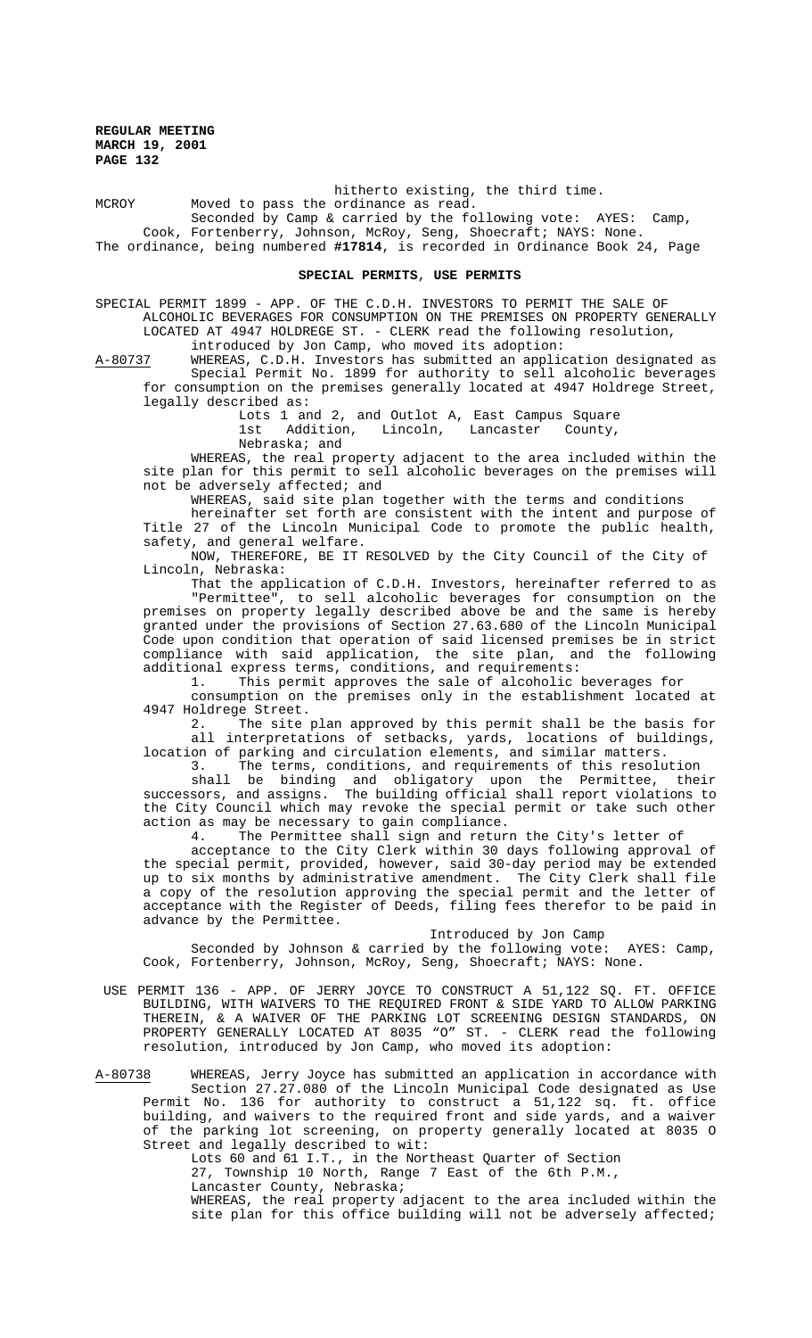hitherto existing, the third time.

MCROY Moved to pass the ordinance as read.

Seconded by Camp & carried by the following vote: AYES: Camp, Cook, Fortenberry, Johnson, McRoy, Seng, Shoecraft; NAYS: None.

The ordinance, being numbered **#17814**, is recorded in Ordinance Book 24, Page

## SPECIAL PERMITS, USE PERMITS

SPECIAL PERMIT 1899 - APP. OF THE C.D.H. INVESTORS TO PERMIT THE SALE OF ALCOHOLIC BEVERAGES FOR CONSUMPTION ON THE PREMISES ON PROPERTY GENERALLY LOCATED AT 4947 HOLDREGE ST. - CLERK read the following resolution, introduced by Jon Camp, who moved its adoption:

A-80737 WHEREAS, C.D.H. Investors has submitted an application designated as Special Permit No. 1899 for authority to sell alcoholic beverages for consumption on the premises generally located at 4947 Holdrege Street, legally described as:

Lots 1 and 2, and Outlot A, East Campus Square 1st Addition, Lincoln, Lancaster County, Nebraska; and

WHEREAS, the real property adjacent to the area included within the site plan for this permit to sell alcoholic beverages on the premises will not be adversely affected; and

WHEREAS, said site plan together with the terms and conditions hereinafter set forth are consistent with the intent and purpose of Title 27 of the Lincoln Municipal Code to promote the public health, safety, and general welfare.

NOW, THEREFORE, BE IT RESOLVED by the City Council of the City of Lincoln, Nebraska:

That the application of C.D.H. Investors, hereinafter referred to as "Permittee", to sell alcoholic beverages for consumption on the premises on property legally described above be and the same is hereby granted under the provisions of Section 27.63.680 of the Lincoln Municipal Code upon condition that operation of said licensed premises be in strict compliance with said application, the site plan, and the following additional express terms, conditions, and requirements:

1. This permit approves the sale of alcoholic beverages for consumption on the premises only in the establishment located at 4947 Holdrege Street.

2. The site plan approved by this permit shall be the basis for all interpretations of setbacks, yards, locations of buildings, location of parking and circulation elements, and similar matters.

3. The terms, conditions, and requirements of this resolution shall be binding and obligatory upon the Permittee, their successors, and assigns. The building official shall report violations to the City Council which may revoke the special permit or take such other action as may be necessary to gain compliance.

4. The Permittee shall sign and return the City's letter of acceptance to the City Clerk within 30 days following approval of the special permit, provided, however, said 30-day period may be extended up to six months by administrative amendment. The City Clerk shall file a copy of the resolution approving the special permit and the letter of acceptance with the Register of Deeds, filing fees therefor to be paid in advance by the Permittee.

Introduced by Jon Camp

Seconded by Johnson & carried by the following vote: AYES: Camp, Cook, Fortenberry, Johnson, McRoy, Seng, Shoecraft; NAYS: None.

USE PERMIT 136 - APP. OF JERRY JOYCE TO CONSTRUCT A 51,122 SQ. FT. OFFICE BUILDING, WITH WAIVERS TO THE REQUIRED FRONT & SIDE YARD TO ALLOW PARKING THEREIN, & A WAIVER OF THE PARKING LOT SCREENING DESIGN STANDARDS, ON PROPERTY GENERALLY LOCATED AT 8035 "O" ST. - CLERK read the following resolution, introduced by Jon Camp, who moved its adoption:

A-80738 WHEREAS, Jerry Joyce has submitted an application in accordance with Section 27.27.080 of the Lincoln Municipal Code designated as Use Permit No. 136 for authority to construct a 51,122 sq. ft. office building, and waivers to the required front and side yards, and a waiver of the parking lot screening, on property generally located at 8035 O Street and legally described to wit:

Lots 60 and 61 I.T., in the Northeast Quarter of Section 27, Township 10 North, Range 7 East of the 6th P.M., Lancaster County, Nebraska;

WHEREAS, the real property adjacent to the area included within the site plan for this office building will not be adversely affected;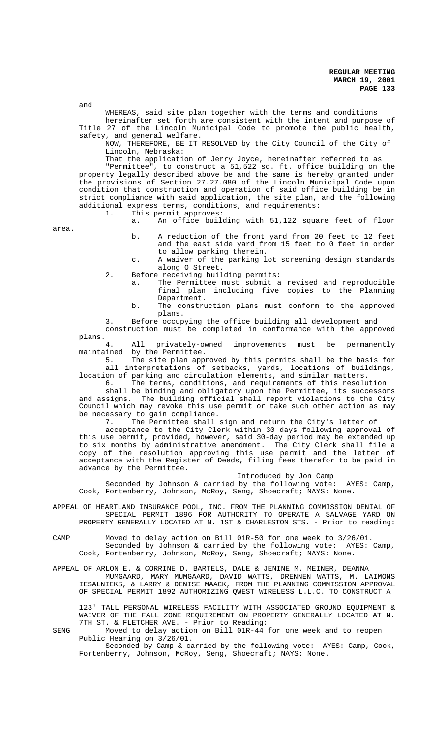and

WHEREAS, said site plan together with the terms and conditions hereinafter set forth are consistent with the intent and purpose of Title 27 of the Lincoln Municipal Code to promote the public health, safety, and general welfare.

NOW, THEREFORE, BE IT RESOLVED by the City Council of the City of Lincoln, Nebraska:

That the application of Jerry Joyce, hereinafter referred to as "Permittee", to construct a 51,522 sq. ft. office building on the property legally described above be and the same is hereby granted under the provisions of Section 27.27.080 of the Lincoln Municipal Code upon condition that construction and operation of said office building be in strict compliance with said application, the site plan, and the following additional express terms, conditions, and requirements:

1. This permit approves:
   a. An office building with 51,122 square feet of floor area.
   b. A reduction of the front yard from 20 feet to 12 feet and the east side yard from 15 feet to 0 feet in order to allow parking therein.
   c. A waiver of the parking lot screening design standards along O Street.
2. Before receiving building permits:
   a. The Permittee must submit a revised and reproducible final plan including five copies to the Planning Department.
   b. The construction plans must conform to the approved plans.
3. Before occupying the office building all development and construction must be completed in conformance with the approved plans.
4. All privately-owned improvements must be permanently maintained by the Permittee.
5. The site plan approved by this permits shall be the basis for all interpretations of setbacks, yards, locations of buildings, location of parking and circulation elements, and similar matters.
6. The terms, conditions, and requirements of this resolution shall be binding and obligatory upon the Permittee, its successors and assigns. The building official shall report violations to the City Council which may revoke this use permit or take such other action as may be necessary to gain compliance.
7. The Permittee shall sign and return the City's letter of acceptance to the City Clerk within 30 days following approval of this use permit, provided, however, said 30-day period may be extended up to six months by administrative amendment. The City Clerk shall file a copy of the resolution approving this use permit and the letter of acceptance with the Register of Deeds, filing fees therefor to be paid in advance by the Permittee.

Introduced by Jon Camp

Seconded by Johnson & carried by the following vote: AYES: Camp, Cook, Fortenberry, Johnson, McRoy, Seng, Shoecraft; NAYS: None.

APPEAL OF HEARTLAND INSURANCE POOL, INC. FROM THE PLANNING COMMISSION DENIAL OF SPECIAL PERMIT 1896 FOR AUTHORITY TO OPERATE A SALVAGE YARD ON PROPERTY GENERALLY LOCATED AT N. 1ST & CHARLESTON STS. - Prior to reading:

CAMP Moved to delay action on Bill 01R-50 for one week to 3/26/01.
Seconded by Johnson & carried by the following vote: AYES: Camp, Cook, Fortenberry, Johnson, McRoy, Seng, Shoecraft; NAYS: None.

APPEAL OF ARLON E. & CORRINE D. BARTELS, DALE & JENINE M. MEINER, DEANNA MUMGAARD, MARY MUMGAARD, DAVID WATTS, DRENNEN WATTS, M. LAIMONS IESALNIEKS, & LARRY & DENISE MAACK, FROM THE PLANNING COMMISSION APPROVAL OF SPECIAL PERMIT 1892 AUTHORIZING QWEST WIRELESS L.L.C. TO CONSTRUCT A 123' TALL PERSONAL WIRELESS FACILITY WITH ASSOCIATED GROUND EQUIPMENT & WAIVER OF THE FALL ZONE REQUIREMENT ON PROPERTY GENERALLY LOCATED AT N. 7TH ST. & FLETCHER AVE. - Prior to Reading:

SENG Moved to delay action on Bill 01R-44 for one week and to reopen Public Hearing on 3/26/01.
Seconded by Camp & carried by the following vote: AYES: Camp, Cook, Fortenberry, Johnson, McRoy, Seng, Shoecraft; NAYS: None.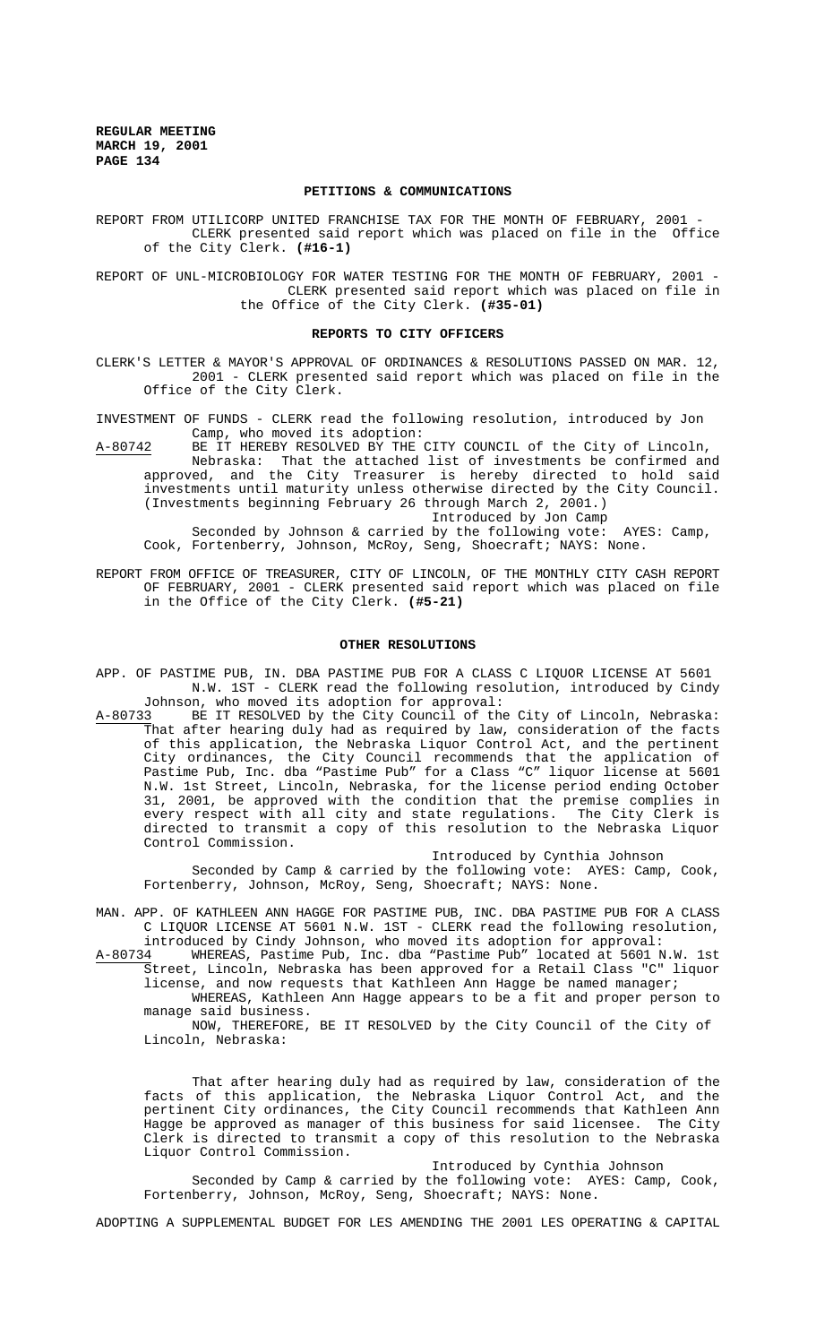## PETITIONS & COMMUNICATIONS

REPORT FROM UTILICORP UNITED FRANCHISE TAX FOR THE MONTH OF FEBRUARY, 2001 - CLERK presented said report which was placed on file in the Office of the City Clerk. **(#16-1)**

REPORT OF UNL-MICROBIOLOGY FOR WATER TESTING FOR THE MONTH OF FEBRUARY, 2001 - CLERK presented said report which was placed on file in the Office of the City Clerk. **(#35-01)**

## REPORTS TO CITY OFFICERS

CLERK'S LETTER & MAYOR'S APPROVAL OF ORDINANCES & RESOLUTIONS PASSED ON MAR. 12, 2001 - CLERK presented said report which was placed on file in the Office of the City Clerk.

INVESTMENT OF FUNDS - CLERK read the following resolution, introduced by Jon Camp, who moved its adoption:

A-80742 BE IT HEREBY RESOLVED BY THE CITY COUNCIL of the City of Lincoln, Nebraska: That the attached list of investments be confirmed and approved, and the City Treasurer is hereby directed to hold said investments until maturity unless otherwise directed by the City Council. (Investments beginning February 26 through March 2, 2001.)

Introduced by Jon Camp

Seconded by Johnson & carried by the following vote: AYES: Camp, Cook, Fortenberry, Johnson, McRoy, Seng, Shoecraft; NAYS: None.

REPORT FROM OFFICE OF TREASURER, CITY OF LINCOLN, OF THE MONTHLY CITY CASH REPORT OF FEBRUARY, 2001 - CLERK presented said report which was placed on file in the Office of the City Clerk. **(#5-21)**

## OTHER RESOLUTIONS

APP. OF PASTIME PUB, IN. DBA PASTIME PUB FOR A CLASS C LIQUOR LICENSE AT 5601 N.W. 1ST - CLERK read the following resolution, introduced by Cindy Johnson, who moved its adoption for approval:

A-80733 BE IT RESOLVED by the City Council of the City of Lincoln, Nebraska: That after hearing duly had as required by law, consideration of the facts of this application, the Nebraska Liquor Control Act, and the pertinent City ordinances, the City Council recommends that the application of Pastime Pub, Inc. dba "Pastime Pub" for a Class "C" liquor license at 5601 N.W. 1st Street, Lincoln, Nebraska, for the license period ending October 31, 2001, be approved with the condition that the premise complies in every respect with all city and state regulations. The City Clerk is directed to transmit a copy of this resolution to the Nebraska Liquor Control Commission.

Introduced by Cynthia Johnson

Seconded by Camp & carried by the following vote: AYES: Camp, Cook, Fortenberry, Johnson, McRoy, Seng, Shoecraft; NAYS: None.

MAN. APP. OF KATHLEEN ANN HAGGE FOR PASTIME PUB, INC. DBA PASTIME PUB FOR A CLASS C LIQUOR LICENSE AT 5601 N.W. 1ST - CLERK read the following resolution, introduced by Cindy Johnson, who moved its adoption for approval:

A-80734 WHEREAS, Pastime Pub, Inc. dba "Pastime Pub" located at 5601 N.W. 1st Street, Lincoln, Nebraska has been approved for a Retail Class "C" liquor license, and now requests that Kathleen Ann Hagge be named manager;

WHEREAS, Kathleen Ann Hagge appears to be a fit and proper person to manage said business.

NOW, THEREFORE, BE IT RESOLVED by the City Council of the City of Lincoln, Nebraska:

That after hearing duly had as required by law, consideration of the facts of this application, the Nebraska Liquor Control Act, and the pertinent City ordinances, the City Council recommends that Kathleen Ann Hagge be approved as manager of this business for said licensee. The City Clerk is directed to transmit a copy of this resolution to the Nebraska Liquor Control Commission.

Introduced by Cynthia Johnson

Seconded by Camp & carried by the following vote: AYES: Camp, Cook, Fortenberry, Johnson, McRoy, Seng, Shoecraft; NAYS: None.

ADOPTING A SUPPLEMENTAL BUDGET FOR LES AMENDING THE 2001 LES OPERATING & CAPITAL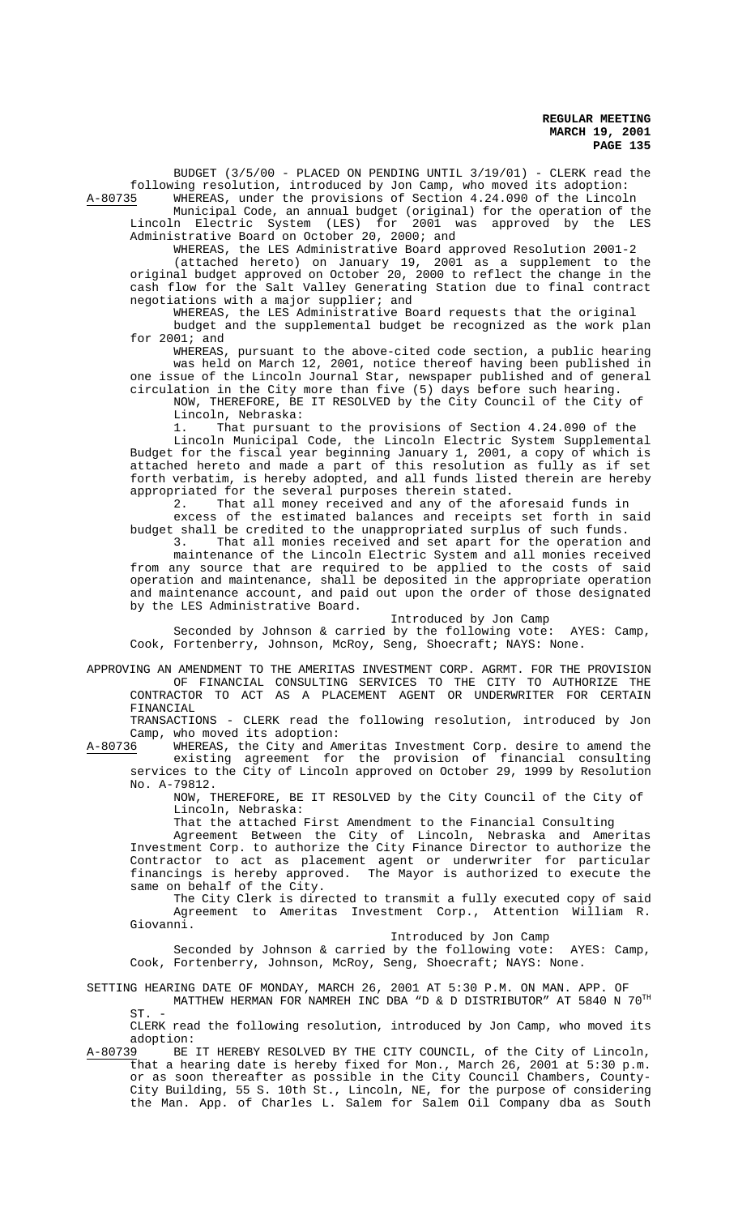BUDGET (3/5/00 - PLACED ON PENDING UNTIL 3/19/01) - CLERK read the following resolution, introduced by Jon Camp, who moved its adoption:

A-80735 WHEREAS, under the provisions of Section 4.24.090 of the Lincoln Municipal Code, an annual budget (original) for the operation of the Lincoln Electric System (LES) for 2001 was approved by the LES Administrative Board on October 20, 2000; and

WHEREAS, the LES Administrative Board approved Resolution 2001-2 (attached hereto) on January 19, 2001 as a supplement to the original budget approved on October 20, 2000 to reflect the change in the cash flow for the Salt Valley Generating Station due to final contract negotiations with a major supplier; and

WHEREAS, the LES Administrative Board requests that the original budget and the supplemental budget be recognized as the work plan for 2001; and

WHEREAS, pursuant to the above-cited code section, a public hearing was held on March 12, 2001, notice thereof having been published in one issue of the Lincoln Journal Star, newspaper published and of general circulation in the City more than five (5) days before such hearing.

NOW, THEREFORE, BE IT RESOLVED by the City Council of the City of Lincoln, Nebraska:

1. That pursuant to the provisions of Section 4.24.090 of the Lincoln Municipal Code, the Lincoln Electric System Supplemental Budget for the fiscal year beginning January 1, 2001, a copy of which is attached hereto and made a part of this resolution as fully as if set forth verbatim, is hereby adopted, and all funds listed therein are hereby appropriated for the several purposes therein stated.

2. That all money received and any of the aforesaid funds in excess of the estimated balances and receipts set forth in said budget shall be credited to the unappropriated surplus of such funds.

3. That all monies received and set apart for the operation and maintenance of the Lincoln Electric System and all monies received from any source that are required to be applied to the costs of said operation and maintenance, shall be deposited in the appropriate operation and maintenance account, and paid out upon the order of those designated by the LES Administrative Board.

Introduced by Jon Camp

Seconded by Johnson & carried by the following vote: AYES: Camp, Cook, Fortenberry, Johnson, McRoy, Seng, Shoecraft; NAYS: None.

APPROVING AN AMENDMENT TO THE AMERITAS INVESTMENT CORP. AGRMT. FOR THE PROVISION OF FINANCIAL CONSULTING SERVICES TO THE CITY TO AUTHORIZE THE CONTRACTOR TO ACT AS A PLACEMENT AGENT OR UNDERWRITER FOR CERTAIN FINANCIAL TRANSACTIONS - CLERK read the following resolution, introduced by Jon Camp, who moved its adoption:

A-80736 WHEREAS, the City and Ameritas Investment Corp. desire to amend the existing agreement for the provision of financial consulting services to the City of Lincoln approved on October 29, 1999 by Resolution No. A-79812.

NOW, THEREFORE, BE IT RESOLVED by the City Council of the City of Lincoln, Nebraska:

That the attached First Amendment to the Financial Consulting Agreement Between the City of Lincoln, Nebraska and Ameritas Investment Corp. to authorize the City Finance Director to authorize the Contractor to act as placement agent or underwriter for particular financings is hereby approved. The Mayor is authorized to execute the same on behalf of the City.

The City Clerk is directed to transmit a fully executed copy of said Agreement to Ameritas Investment Corp., Attention William R. Giovanni.

Introduced by Jon Camp

Seconded by Johnson & carried by the following vote: AYES: Camp, Cook, Fortenberry, Johnson, McRoy, Seng, Shoecraft; NAYS: None.

SETTING HEARING DATE OF MONDAY, MARCH 26, 2001 AT 5:30 P.M. ON MAN. APP. OF MATTHEW HERMAN FOR NAMREH INC DBA "D & D DISTRIBUTOR" AT 5840 N 70TH ST. - CLERK read the following resolution, introduced by Jon Camp, who moved its adoption:

A-80739 BE IT HEREBY RESOLVED BY THE CITY COUNCIL, of the City of Lincoln, that a hearing date is hereby fixed for Mon., March 26, 2001 at 5:30 p.m. or as soon thereafter as possible in the City Council Chambers, County-City Building, 55 S. 10th St., Lincoln, NE, for the purpose of considering the Man. App. of Charles L. Salem for Salem Oil Company dba as South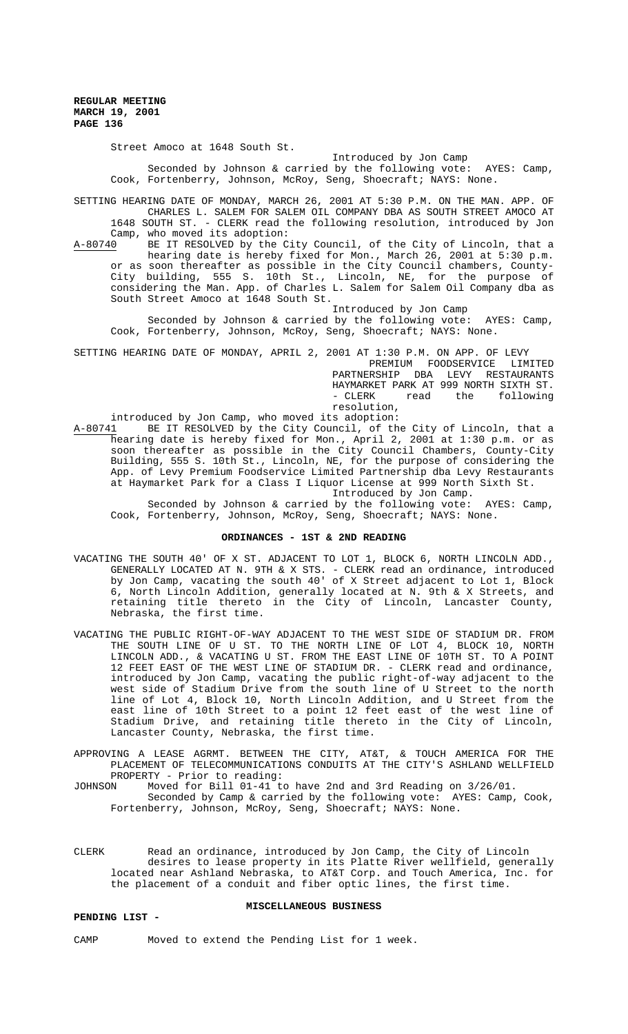Street Amoco at 1648 South St.

Introduced by Jon Camp

Seconded by Johnson & carried by the following vote: AYES: Camp, Cook, Fortenberry, Johnson, McRoy, Seng, Shoecraft; NAYS: None.

SETTING HEARING DATE OF MONDAY, MARCH 26, 2001 AT 5:30 P.M. ON THE MAN. APP. OF CHARLES L. SALEM FOR SALEM OIL COMPANY DBA AS SOUTH STREET AMOCO AT 1648 SOUTH ST. - CLERK read the following resolution, introduced by Jon Camp, who moved its adoption:

A-80740 BE IT RESOLVED by the City Council, of the City of Lincoln, that a hearing date is hereby fixed for Mon., March 26, 2001 at 5:30 p.m. or as soon thereafter as possible in the City Council chambers, County-City building, 555 S. 10th St., Lincoln, NE, for the purpose of considering the Man. App. of Charles L. Salem for Salem Oil Company dba as South Street Amoco at 1648 South St.

Introduced by Jon Camp

Seconded by Johnson & carried by the following vote: AYES: Camp, Cook, Fortenberry, Johnson, McRoy, Seng, Shoecraft; NAYS: None.

SETTING HEARING DATE OF MONDAY, APRIL 2, 2001 AT 1:30 P.M. ON APP. OF LEVY PREMIUM FOODSERVICE LIMITED PARTNERSHIP DBA LEVY RESTAURANTS HAYMARKET PARK AT 999 NORTH SIXTH ST. - CLERK read the following resolution, introduced by Jon Camp, who moved its adoption:

A-80741 BE IT RESOLVED by the City Council, of the City of Lincoln, that a hearing date is hereby fixed for Mon., April 2, 2001 at 1:30 p.m. or as soon thereafter as possible in the City Council Chambers, County-City Building, 555 S. 10th St., Lincoln, NE, for the purpose of considering the App. of Levy Premium Foodservice Limited Partnership dba Levy Restaurants at Haymarket Park for a Class I Liquor License at 999 North Sixth St.

Introduced by Jon Camp.

Seconded by Johnson & carried by the following vote: AYES: Camp, Cook, Fortenberry, Johnson, McRoy, Seng, Shoecraft; NAYS: None.

## ORDINANCES - 1ST & 2ND READING

VACATING THE SOUTH 40' OF X ST. ADJACENT TO LOT 1, BLOCK 6, NORTH LINCOLN ADD., GENERALLY LOCATED AT N. 9TH & X STS. - CLERK read an ordinance, introduced by Jon Camp, vacating the south 40' of X Street adjacent to Lot 1, Block 6, North Lincoln Addition, generally located at N. 9th & X Streets, and retaining title thereto in the City of Lincoln, Lancaster County, Nebraska, the first time.

VACATING THE PUBLIC RIGHT-OF-WAY ADJACENT TO THE WEST SIDE OF STADIUM DR. FROM THE SOUTH LINE OF U ST. TO THE NORTH LINE OF LOT 4, BLOCK 10, NORTH LINCOLN ADD., & VACATING U ST. FROM THE EAST LINE OF 10TH ST. TO A POINT 12 FEET EAST OF THE WEST LINE OF STADIUM DR. - CLERK read and ordinance, introduced by Jon Camp, vacating the public right-of-way adjacent to the west side of Stadium Drive from the south line of U Street to the north line of Lot 4, Block 10, North Lincoln Addition, and U Street from the east line of 10th Street to a point 12 feet east of the west line of Stadium Drive, and retaining title thereto in the City of Lincoln, Lancaster County, Nebraska, the first time.

APPROVING A LEASE AGRMT. BETWEEN THE CITY, AT&T, & TOUCH AMERICA FOR THE PLACEMENT OF TELECOMMUNICATIONS CONDUITS AT THE CITY'S ASHLAND WELLFIELD PROPERTY - Prior to reading:

JOHNSON Moved for Bill 01-41 to have 2nd and 3rd Reading on 3/26/01.

Seconded by Camp & carried by the following vote: AYES: Camp, Cook, Fortenberry, Johnson, McRoy, Seng, Shoecraft; NAYS: None.

CLERK Read an ordinance, introduced by Jon Camp, the City of Lincoln desires to lease property in its Platte River wellfield, generally located near Ashland Nebraska, to AT&T Corp. and Touch America, Inc. for the placement of a conduit and fiber optic lines, the first time.

## MISCELLANEOUS BUSINESS

**PENDING LIST -**

CAMP Moved to extend the Pending List for 1 week.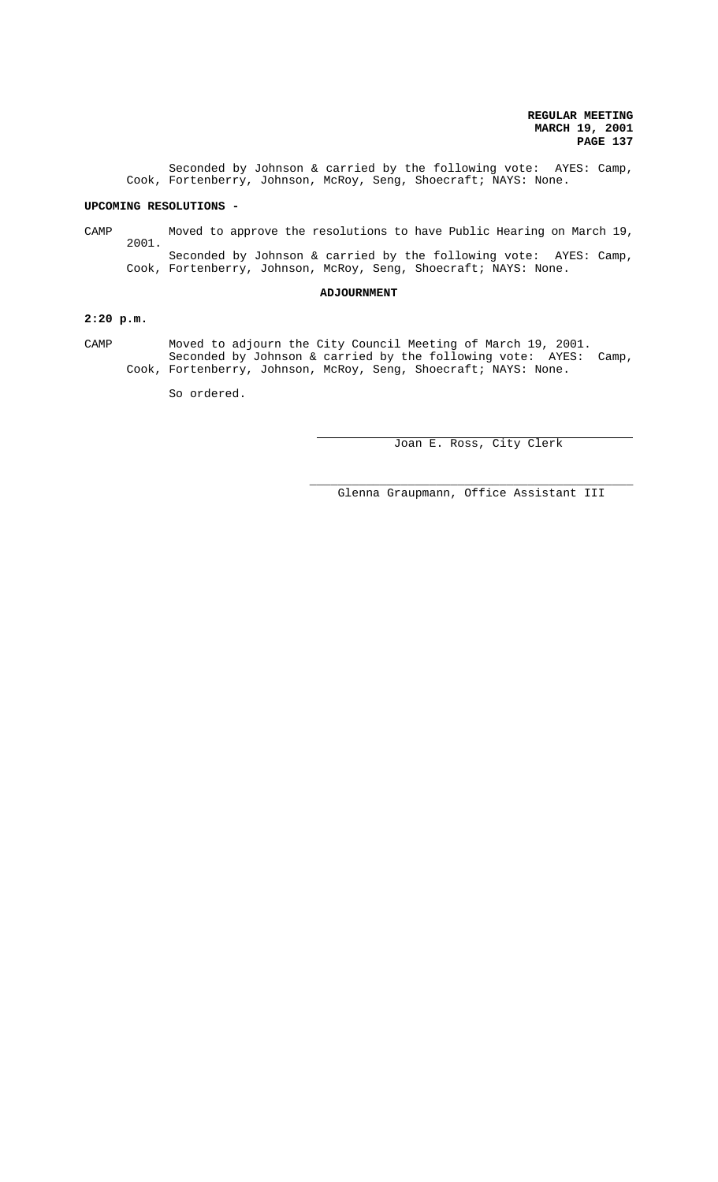Seconded by Johnson & carried by the following vote: AYES: Camp, Cook, Fortenberry, Johnson, McRoy, Seng, Shoecraft; NAYS: None.

**UPCOMING RESOLUTIONS -**

CAMP Moved to approve the resolutions to have Public Hearing on March 19, 2001.

Seconded by Johnson & carried by the following vote: AYES: Camp, Cook, Fortenberry, Johnson, McRoy, Seng, Shoecraft; NAYS: None.

**ADJOURNMENT**

**2:20 p.m.**

CAMP Moved to adjourn the City Council Meeting of March 19, 2001.

Seconded by Johnson & carried by the following vote: AYES: Camp, Cook, Fortenberry, Johnson, McRoy, Seng, Shoecraft; NAYS: None.

So ordered.

Joan E. Ross, City Clerk

Glenna Graupmann, Office Assistant III